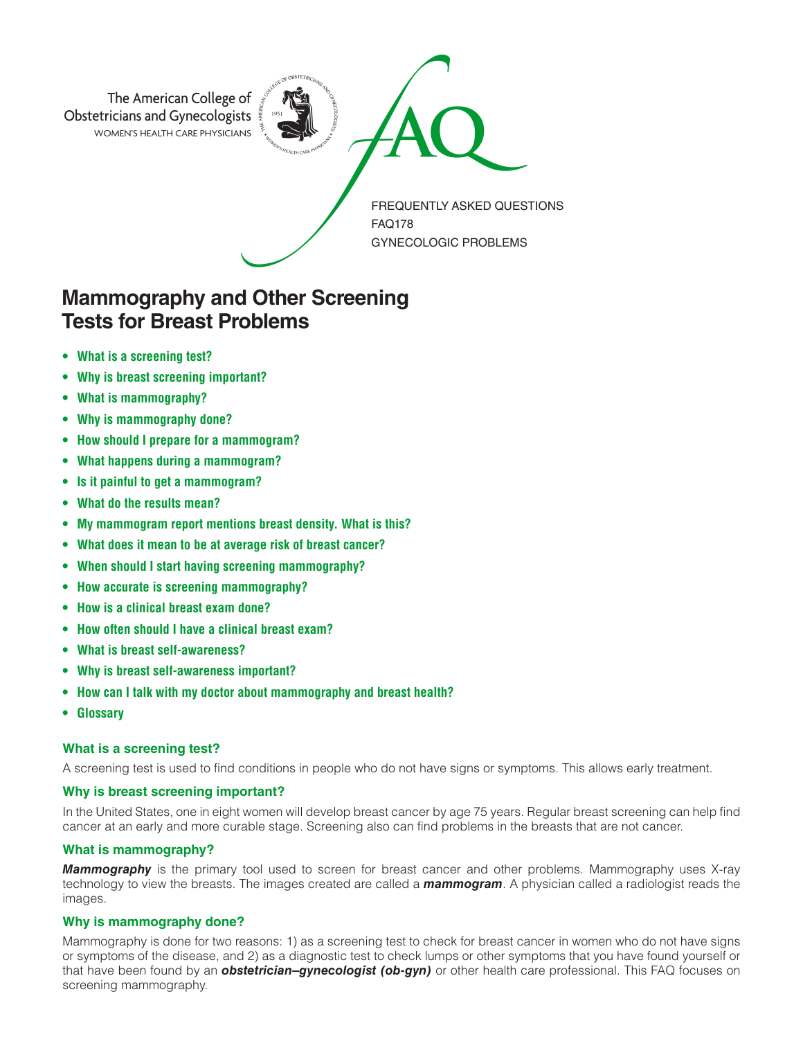The American College of Obstetricians and Gynecologists
WOMEN'S HEALTH CARE PHYSICIANS

FAQ

FREQUENTLY ASKED QUESTIONS
FAQ178
GYNECOLOGIC PROBLEMS

# Mammography and Other Screening Tests for Breast Problems

- **What is a screening test?**
- **Why is breast screening important?**
- **What is mammography?**
- **Why is mammography done?**
- **How should I prepare for a mammogram?**
- **What happens during a mammogram?**
- **Is it painful to get a mammogram?**
- **What do the results mean?**
- **My mammogram report mentions breast density. What is this?**
- **What does it mean to be at average risk of breast cancer?**
- **When should I start having screening mammography?**
- **How accurate is screening mammography?**
- **How is a clinical breast exam done?**
- **How often should I have a clinical breast exam?**
- **What is breast self-awareness?**
- **Why is breast self-awareness important?**
- **How can I talk with my doctor about mammography and breast health?**
- **Glossary**

### What is a screening test?

A screening test is used to find conditions in people who do not have signs or symptoms. This allows early treatment.

### Why is breast screening important?

In the United States, one in eight women will develop breast cancer by age 75 years. Regular breast screening can help find cancer at an early and more curable stage. Screening also can find problems in the breasts that are not cancer.

### What is mammography?

***Mammography*** is the primary tool used to screen for breast cancer and other problems. Mammography uses X-ray technology to view the breasts. The images created are called a ***mammogram***. A physician called a radiologist reads the images.

### Why is mammography done?

Mammography is done for two reasons: 1) as a screening test to check for breast cancer in women who do not have signs or symptoms of the disease, and 2) as a diagnostic test to check lumps or other symptoms that you have found yourself or that have been found by an ***obstetrician–gynecologist (ob-gyn)*** or other health care professional. This FAQ focuses on screening mammography.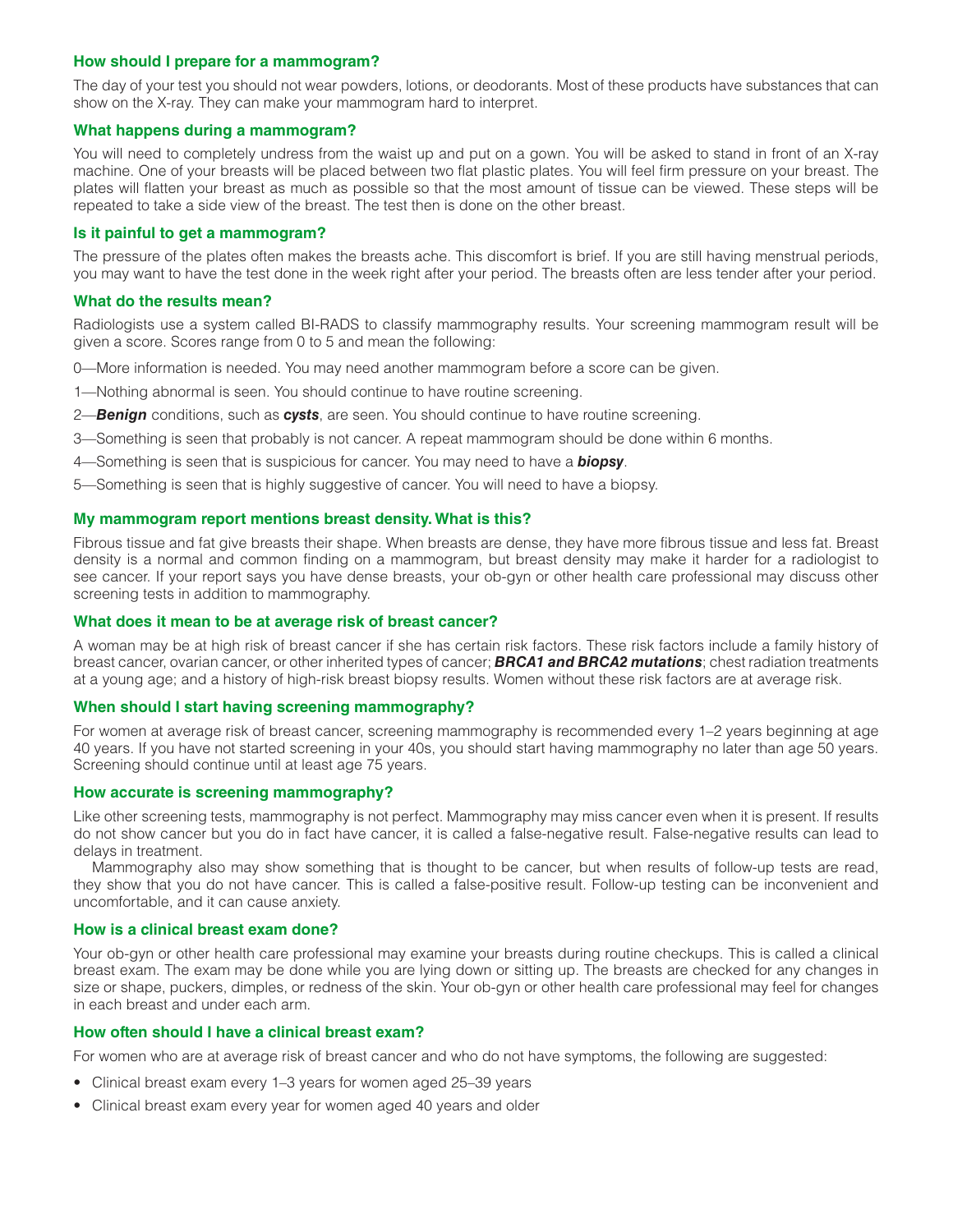### How should I prepare for a mammogram?

The day of your test you should not wear powders, lotions, or deodorants. Most of these products have substances that can show on the X-ray. They can make your mammogram hard to interpret.

### What happens during a mammogram?

You will need to completely undress from the waist up and put on a gown. You will be asked to stand in front of an X-ray machine. One of your breasts will be placed between two flat plastic plates. You will feel firm pressure on your breast. The plates will flatten your breast as much as possible so that the most amount of tissue can be viewed. These steps will be repeated to take a side view of the breast. The test then is done on the other breast.

### Is it painful to get a mammogram?

The pressure of the plates often makes the breasts ache. This discomfort is brief. If you are still having menstrual periods, you may want to have the test done in the week right after your period. The breasts often are less tender after your period.

### What do the results mean?

Radiologists use a system called BI-RADS to classify mammography results. Your screening mammogram result will be given a score. Scores range from 0 to 5 and mean the following:

0—More information is needed. You may need another mammogram before a score can be given.

1—Nothing abnormal is seen. You should continue to have routine screening.

2—***Benign*** conditions, such as ***cysts***, are seen. You should continue to have routine screening.

3—Something is seen that probably is not cancer. A repeat mammogram should be done within 6 months.

4—Something is seen that is suspicious for cancer. You may need to have a ***biopsy***.

5—Something is seen that is highly suggestive of cancer. You will need to have a biopsy.

### My mammogram report mentions breast density. What is this?

Fibrous tissue and fat give breasts their shape. When breasts are dense, they have more fibrous tissue and less fat. Breast density is a normal and common finding on a mammogram, but breast density may make it harder for a radiologist to see cancer. If your report says you have dense breasts, your ob-gyn or other health care professional may discuss other screening tests in addition to mammography.

### What does it mean to be at average risk of breast cancer?

A woman may be at high risk of breast cancer if she has certain risk factors. These risk factors include a family history of breast cancer, ovarian cancer, or other inherited types of cancer; ***BRCA1 and BRCA2 mutations***; chest radiation treatments at a young age; and a history of high-risk breast biopsy results. Women without these risk factors are at average risk.

### When should I start having screening mammography?

For women at average risk of breast cancer, screening mammography is recommended every 1–2 years beginning at age 40 years. If you have not started screening in your 40s, you should start having mammography no later than age 50 years. Screening should continue until at least age 75 years.

### How accurate is screening mammography?

Like other screening tests, mammography is not perfect. Mammography may miss cancer even when it is present. If results do not show cancer but you do in fact have cancer, it is called a false-negative result. False-negative results can lead to delays in treatment.

Mammography also may show something that is thought to be cancer, but when results of follow-up tests are read, they show that you do not have cancer. This is called a false-positive result. Follow-up testing can be inconvenient and uncomfortable, and it can cause anxiety.

### How is a clinical breast exam done?

Your ob-gyn or other health care professional may examine your breasts during routine checkups. This is called a clinical breast exam. The exam may be done while you are lying down or sitting up. The breasts are checked for any changes in size or shape, puckers, dimples, or redness of the skin. Your ob-gyn or other health care professional may feel for changes in each breast and under each arm.

### How often should I have a clinical breast exam?

For women who are at average risk of breast cancer and who do not have symptoms, the following are suggested:

- Clinical breast exam every 1–3 years for women aged 25–39 years
- Clinical breast exam every year for women aged 40 years and older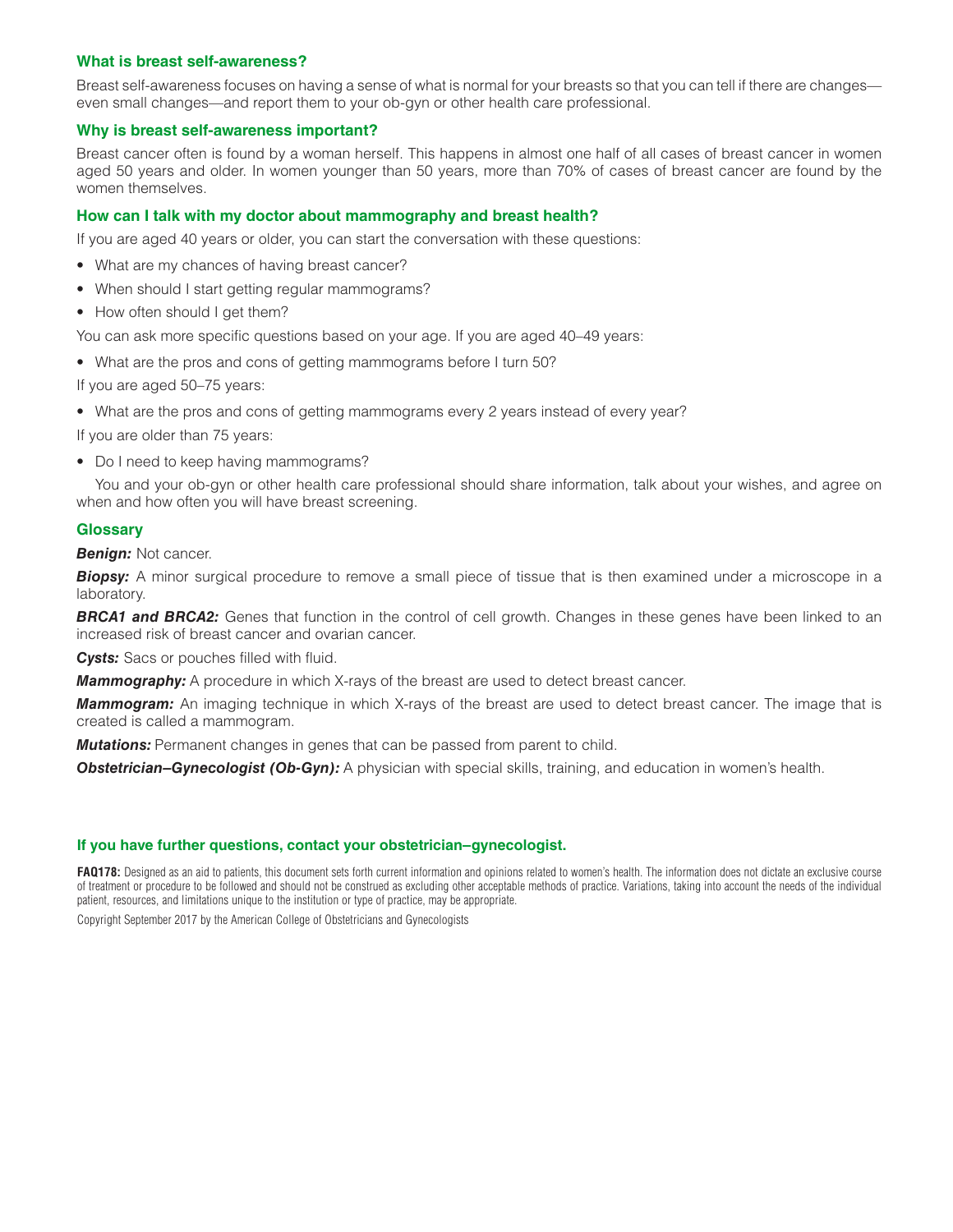### What is breast self-awareness?

Breast self-awareness focuses on having a sense of what is normal for your breasts so that you can tell if there are changes—even small changes—and report them to your ob-gyn or other health care professional.

### Why is breast self-awareness important?

Breast cancer often is found by a woman herself. This happens in almost one half of all cases of breast cancer in women aged 50 years and older. In women younger than 50 years, more than 70% of cases of breast cancer are found by the women themselves.

### How can I talk with my doctor about mammography and breast health?

If you are aged 40 years or older, you can start the conversation with these questions:

- What are my chances of having breast cancer?
- When should I start getting regular mammograms?
- How often should I get them?

You can ask more specific questions based on your age. If you are aged 40–49 years:

- What are the pros and cons of getting mammograms before I turn 50?

If you are aged 50–75 years:

- What are the pros and cons of getting mammograms every 2 years instead of every year?

If you are older than 75 years:

- Do I need to keep having mammograms?

You and your ob-gyn or other health care professional should share information, talk about your wishes, and agree on when and how often you will have breast screening.

### Glossary

***Benign:*** Not cancer.

***Biopsy:*** A minor surgical procedure to remove a small piece of tissue that is then examined under a microscope in a laboratory.

***BRCA1 and BRCA2:*** Genes that function in the control of cell growth. Changes in these genes have been linked to an increased risk of breast cancer and ovarian cancer.

***Cysts:*** Sacs or pouches filled with fluid.

***Mammography:*** A procedure in which X-rays of the breast are used to detect breast cancer.

***Mammogram:*** An imaging technique in which X-rays of the breast are used to detect breast cancer. The image that is created is called a mammogram.

***Mutations:*** Permanent changes in genes that can be passed from parent to child.

***Obstetrician–Gynecologist (Ob-Gyn):*** A physician with special skills, training, and education in women's health.

**If you have further questions, contact your obstetrician–gynecologist.**

**FAQ178:** Designed as an aid to patients, this document sets forth current information and opinions related to women's health. The information does not dictate an exclusive course of treatment or procedure to be followed and should not be construed as excluding other acceptable methods of practice. Variations, taking into account the needs of the individual patient, resources, and limitations unique to the institution or type of practice, may be appropriate.

Copyright September 2017 by the American College of Obstetricians and Gynecologists